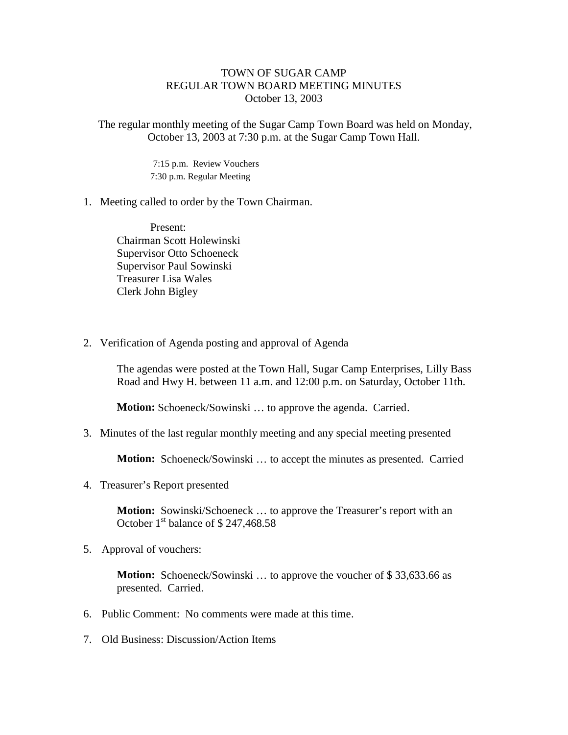# TOWN OF SUGAR CAMP
## REGULAR TOWN BOARD MEETING MINUTES
### October 13, 2003

The regular monthly meeting of the Sugar Camp Town Board was held on Monday, October 13, 2003 at 7:30 p.m. at the Sugar Camp Town Hall.

7:15 p.m. Review Vouchers
7:30 p.m. Regular Meeting

1. Meeting called to order by the Town Chairman.

   Present:
   Chairman Scott Holewinski
   Supervisor Otto Schoeneck
   Supervisor Paul Sowinski
   Treasurer Lisa Wales
   Clerk John Bigley

2. Verification of Agenda posting and approval of Agenda

   The agendas were posted at the Town Hall, Sugar Camp Enterprises, Lilly Bass Road and Hwy H. between 11 a.m. and 12:00 p.m. on Saturday, October 11th.

   **Motion:** Schoeneck/Sowinski … to approve the agenda. Carried.

3. Minutes of the last regular monthly meeting and any special meeting presented

   **Motion:** Schoeneck/Sowinski … to accept the minutes as presented. Carried

4. Treasurer's Report presented

   **Motion:** Sowinski/Schoeneck … to approve the Treasurer's report with an October 1st balance of $ 247,468.58

5. Approval of vouchers:

   **Motion:** Schoeneck/Sowinski … to approve the voucher of $ 33,633.66 as presented. Carried.

6. Public Comment: No comments were made at this time.

7. Old Business: Discussion/Action Items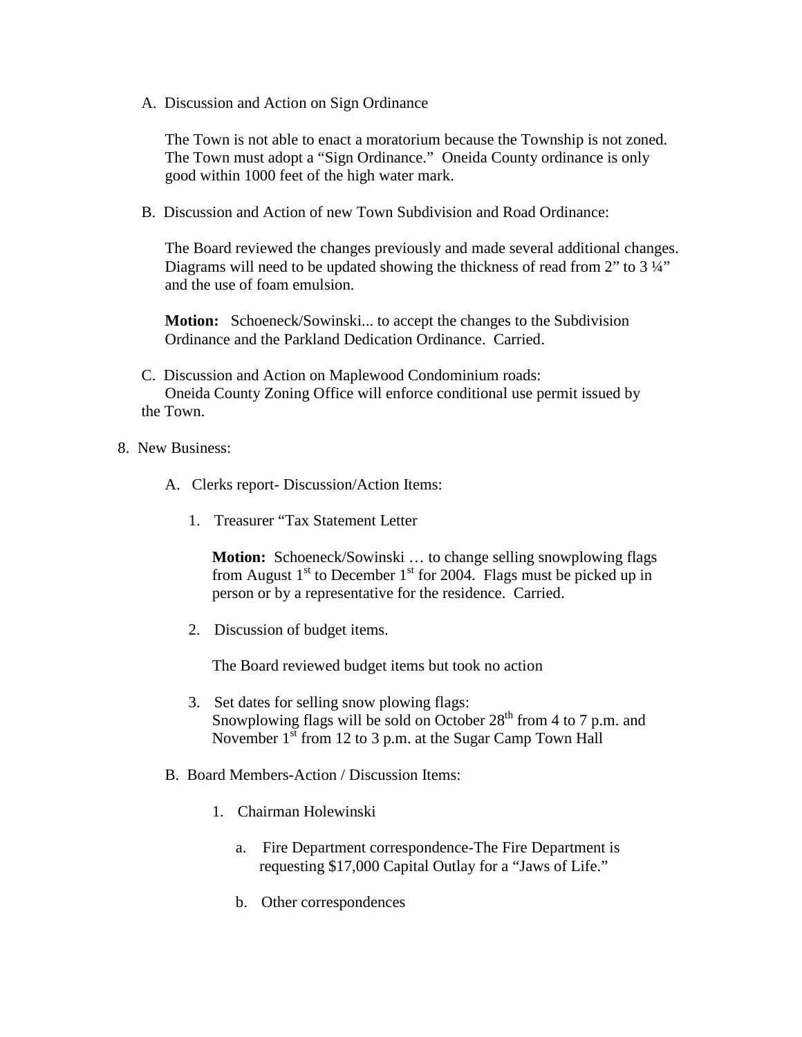A. Discussion and Action on Sign Ordinance

The Town is not able to enact a moratorium because the Township is not zoned. The Town must adopt a "Sign Ordinance." Oneida County ordinance is only good within 1000 feet of the high water mark.

B. Discussion and Action of new Town Subdivision and Road Ordinance:

The Board reviewed the changes previously and made several additional changes. Diagrams will need to be updated showing the thickness of read from 2" to 3 ¼" and the use of foam emulsion.

**Motion:** Schoeneck/Sowinski... to accept the changes to the Subdivision Ordinance and the Parkland Dedication Ordinance. Carried.

C. Discussion and Action on Maplewood Condominium roads:
Oneida County Zoning Office will enforce conditional use permit issued by the Town.

8. New Business:

A. Clerks report- Discussion/Action Items:

1. Treasurer "Tax Statement Letter

   **Motion:** Schoeneck/Sowinski … to change selling snowplowing flags from August 1st to December 1st for 2004. Flags must be picked up in person or by a representative for the residence. Carried.

2. Discussion of budget items.

   The Board reviewed budget items but took no action

3. Set dates for selling snow plowing flags:
   Snowplowing flags will be sold on October 28th from 4 to 7 p.m. and November 1st from 12 to 3 p.m. at the Sugar Camp Town Hall

B. Board Members-Action / Discussion Items:

1. Chairman Holewinski

   a. Fire Department correspondence-The Fire Department is requesting $17,000 Capital Outlay for a "Jaws of Life."

   b. Other correspondences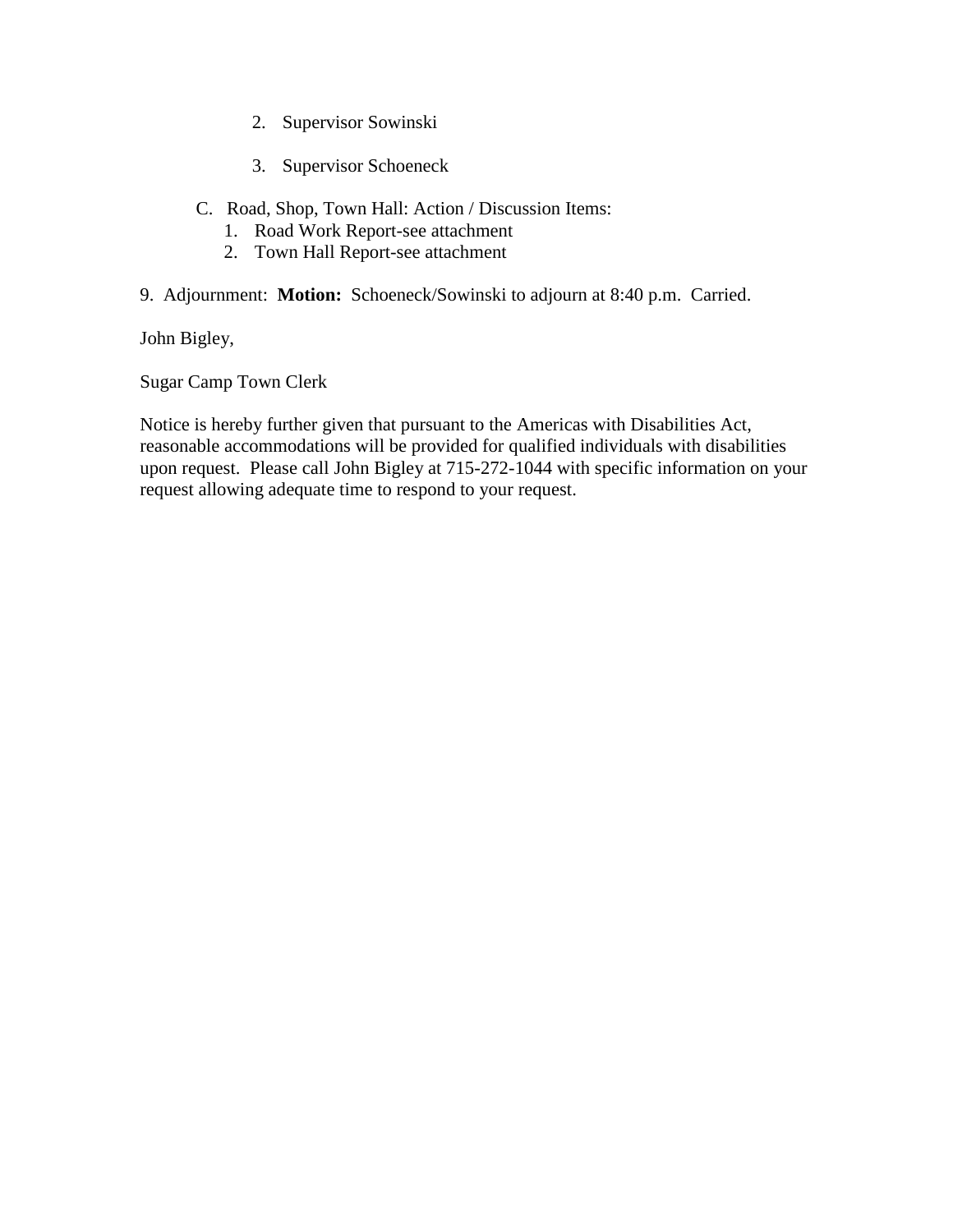2. Supervisor Sowinski

3. Supervisor Schoeneck

C. Road, Shop, Town Hall: Action / Discussion Items:
   1. Road Work Report-see attachment
   2. Town Hall Report-see attachment

9. Adjournment: **Motion:** Schoeneck/Sowinski to adjourn at 8:40 p.m. Carried.

John Bigley,

Sugar Camp Town Clerk

Notice is hereby further given that pursuant to the Americas with Disabilities Act, reasonable accommodations will be provided for qualified individuals with disabilities upon request. Please call John Bigley at 715-272-1044 with specific information on your request allowing adequate time to respond to your request.